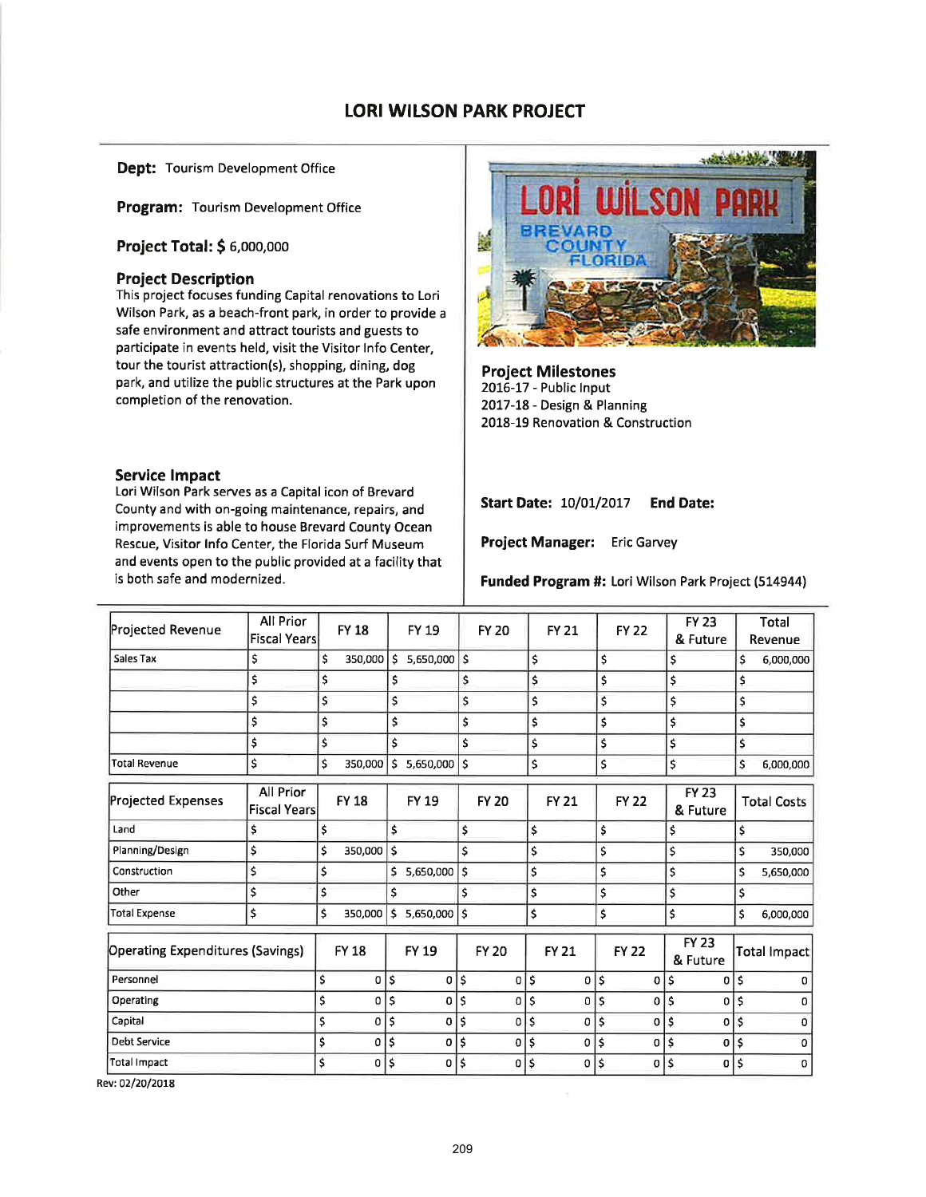# LORI WILSON PARK PROJECT

**Dept:** Tourism Development Office

**Program:** Tourism Development Office

**Project Total: $** 6,000,000

## Project Description

This project focuses funding Capital renovations to Lori Wilson Park, as a beach-front park, in order to provide a safe environment and attract tourists and guests to participate in events held, visit the Visitor Info Center, tour the tourist attraction(s), shopping, dining, dog park, and utilize the public structures at the Park upon completion of the renovation.

## Project Milestones

2016-17 - Public Input
2017-18 - Design & Planning
2018-19 Renovation & Construction

## Service Impact

Lori Wilson Park serves as a Capital icon of Brevard County and with on-going maintenance, repairs, and improvements is able to house Brevard County Ocean Rescue, Visitor Info Center, the Florida Surf Museum and events open to the public provided at a facility that is both safe and modernized.

**Start Date:** 10/01/2017 **End Date:**

**Project Manager:** Eric Garvey

**Funded Program #:** Lori Wilson Park Project (514944)

| Projected Revenue | All Prior Fiscal Years | FY 18 | FY 19 | FY 20 | FY 21 | FY 22 | FY 23 & Future | Total Revenue |
|---|---|---|---|---|---|---|---|---|
| Sales Tax | $ | $ 350,000 | $ 5,650,000 | $ | $ | $ | $ | $ 6,000,000 |
| | $ | $ | $ | $ | $ | $ | $ | $ |
| | $ | $ | $ | $ | $ | $ | $ | $ |
| | $ | $ | $ | $ | $ | $ | $ | $ |
| | $ | $ | $ | $ | $ | $ | $ | $ |
| Total Revenue | $ | $ 350,000 | $ 5,650,000 | $ | $ | $ | $ | $ 6,000,000 |

| Projected Expenses | All Prior Fiscal Years | FY 18 | FY 19 | FY 20 | FY 21 | FY 22 | FY 23 & Future | Total Costs |
|---|---|---|---|---|---|---|---|---|
| Land | $ | $ | $ | $ | $ | $ | $ | $ |
| Planning/Design | $ | $ 350,000 | $ | $ | $ | $ | $ | $ 350,000 |
| Construction | $ | $ | $ 5,650,000 | $ | $ | $ | $ | $ 5,650,000 |
| Other | $ | $ | $ | $ | $ | $ | $ | $ |
| Total Expense | $ | $ 350,000 | $ 5,650,000 | $ | $ | $ | $ | $ 6,000,000 |

| Operating Expenditures (Savings) | FY 18 | FY 19 | FY 20 | FY 21 | FY 22 | FY 23 & Future | Total Impact |
|---|---|---|---|---|---|---|---|
| Personnel | $ 0 | $ 0 | $ 0 | $ 0 | $ 0 | $ 0 | $ 0 |
| Operating | $ 0 | $ 0 | $ 0 | $ 0 | $ 0 | $ 0 | $ 0 |
| Capital | $ 0 | $ 0 | $ 0 | $ 0 | $ 0 | $ 0 | $ 0 |
| Debt Service | $ 0 | $ 0 | $ 0 | $ 0 | $ 0 | $ 0 | $ 0 |
| Total Impact | $ 0 | $ 0 | $ 0 | $ 0 | $ 0 | $ 0 | $ 0 |

Rev: 02/20/2018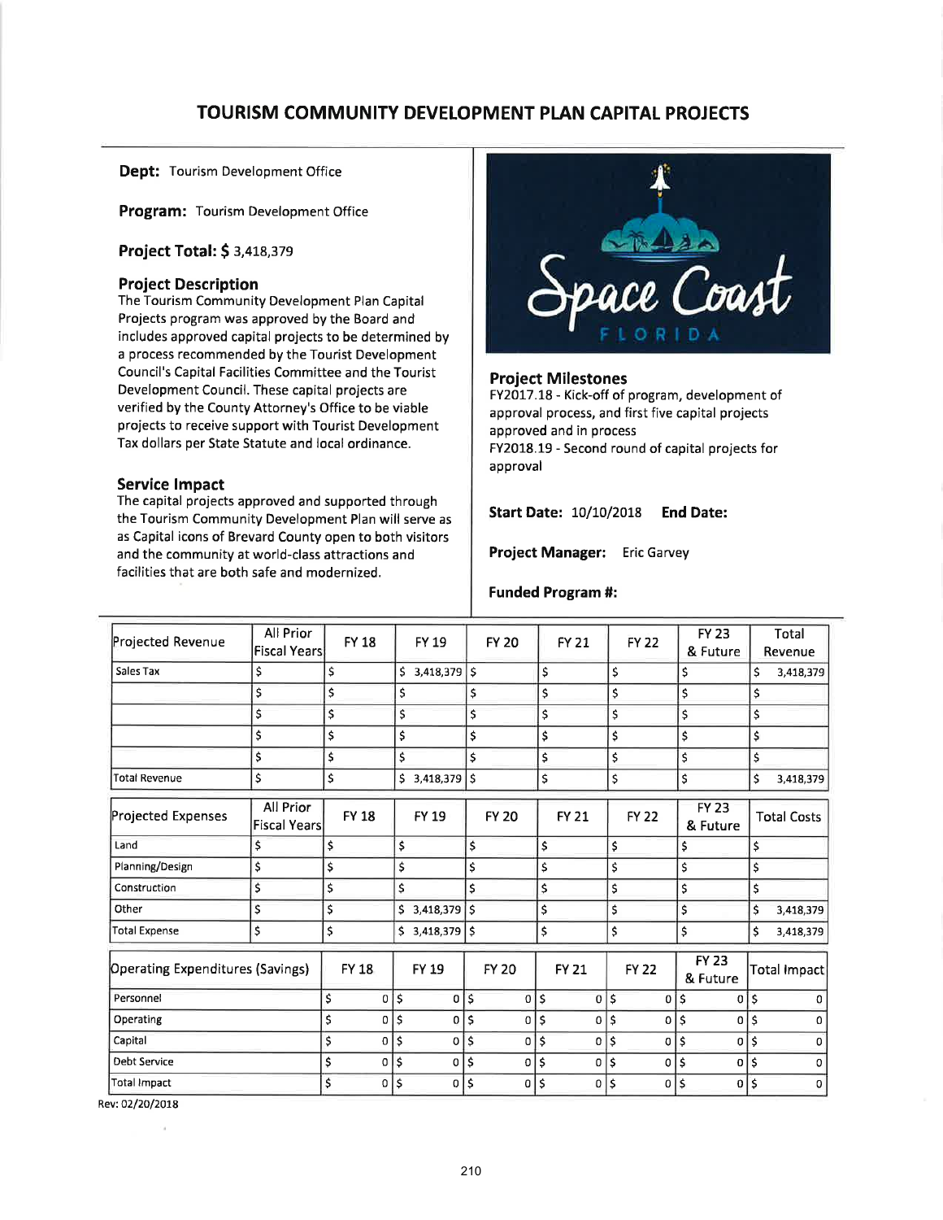# TOURISM COMMUNITY DEVELOPMENT PLAN CAPITAL PROJECTS

**Dept:** Tourism Development Office

**Program:** Tourism Development Office

**Project Total: $** 3,418,379

### Project Description

The Tourism Community Development Plan Capital Projects program was approved by the Board and includes approved capital projects to be determined by a process recommended by the Tourist Development Council's Capital Facilities Committee and the Tourist Development Council. These capital projects are verified by the County Attorney's Office to be viable projects to receive support with Tourist Development Tax dollars per State Statute and local ordinance.

### Service Impact

The capital projects approved and supported through the Tourism Community Development Plan will serve as as Capital icons of Brevard County open to both visitors and the community at world-class attractions and facilities that are both safe and modernized.

### Project Milestones

FY2017.18 - Kick-off of program, development of approval process, and first five capital projects approved and in process
FY2018.19 - Second round of capital projects for approval

**Start Date:** 10/10/2018 **End Date:**

**Project Manager:** Eric Garvey

**Funded Program #:**

| Projected Revenue | All Prior Fiscal Years | FY 18 | FY 19 | FY 20 | FY 21 | FY 22 | FY 23 & Future | Total Revenue |
|---|---|---|---|---|---|---|---|---|
| Sales Tax | $ | $ | $ 3,418,379 | $ | $ | $ | $ | $ 3,418,379 |
| | $ | $ | $ | $ | $ | $ | $ | $ |
| | $ | $ | $ | $ | $ | $ | $ | $ |
| | $ | $ | $ | $ | $ | $ | $ | $ |
| | $ | $ | $ | $ | $ | $ | $ | $ |
| Total Revenue | $ | $ | $ 3,418,379 | $ | $ | $ | $ | $ 3,418,379 |

| Projected Expenses | All Prior Fiscal Years | FY 18 | FY 19 | FY 20 | FY 21 | FY 22 | FY 23 & Future | Total Costs |
|---|---|---|---|---|---|---|---|---|
| Land | $ | $ | $ | $ | $ | $ | $ | $ |
| Planning/Design | $ | $ | $ | $ | $ | $ | $ | $ |
| Construction | $ | $ | $ | $ | $ | $ | $ | $ |
| Other | $ | $ | $ 3,418,379 | $ | $ | $ | $ | $ 3,418,379 |
| Total Expense | $ | $ | $ 3,418,379 | $ | $ | $ | $ | $ 3,418,379 |

| Operating Expenditures (Savings) | FY 18 | FY 19 | FY 20 | FY 21 | FY 22 | FY 23 & Future | Total Impact |
|---|---|---|---|---|---|---|---|
| Personnel | $ 0 | $ 0 | $ 0 | $ 0 | $ 0 | $ 0 | $ 0 |
| Operating | $ 0 | $ 0 | $ 0 | $ 0 | $ 0 | $ 0 | $ 0 |
| Capital | $ 0 | $ 0 | $ 0 | $ 0 | $ 0 | $ 0 | $ 0 |
| Debt Service | $ 0 | $ 0 | $ 0 | $ 0 | $ 0 | $ 0 | $ 0 |
| Total Impact | $ 0 | $ 0 | $ 0 | $ 0 | $ 0 | $ 0 | $ 0 |

Rev: 02/20/2018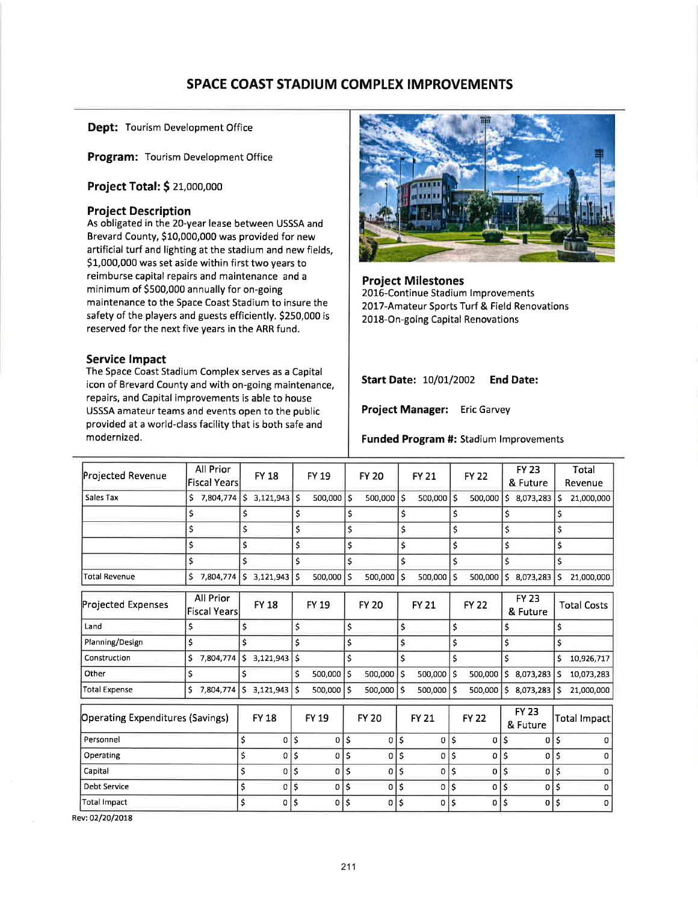# SPACE COAST STADIUM COMPLEX IMPROVEMENTS

**Dept:** Tourism Development Office

**Program:** Tourism Development Office

**Project Total: $** 21,000,000

## Project Description

As obligated in the 20-year lease between USSSA and Brevard County, $10,000,000 was provided for new artificial turf and lighting at the stadium and new fields, $1,000,000 was set aside within first two years to reimburse capital repairs and maintenance and a minimum of $500,000 annually for on-going maintenance to the Space Coast Stadium to insure the safety of the players and guests efficiently. $250,000 is reserved for the next five years in the ARR fund.

## Service Impact

The Space Coast Stadium Complex serves as a Capital icon of Brevard County and with on-going maintenance, repairs, and Capital improvements is able to house USSSA amateur teams and events open to the public provided at a world-class facility that is both safe and modernized.

## Project Milestones

2016-Continue Stadium Improvements
2017-Amateur Sports Turf & Field Renovations
2018-On-going Capital Renovations

**Start Date:** 10/01/2002 **End Date:**

**Project Manager:** Eric Garvey

**Funded Program #:** Stadium Improvements

| Projected Revenue | All Prior Fiscal Years | FY 18 | FY 19 | FY 20 | FY 21 | FY 22 | FY 23 & Future | Total Revenue |
|---|---|---|---|---|---|---|---|---|
| Sales Tax | $ 7,804,774 | $ 3,121,943 | $ 500,000 | $ 500,000 | $ 500,000 | $ 500,000 | $ 8,073,283 | $ 21,000,000 |
| | $ | $ | $ | $ | $ | $ | $ | $ |
| | $ | $ | $ | $ | $ | $ | $ | $ |
| | $ | $ | $ | $ | $ | $ | $ | $ |
| | $ | $ | $ | $ | $ | $ | $ | $ |
| Total Revenue | $ 7,804,774 | $ 3,121,943 | $ 500,000 | $ 500,000 | $ 500,000 | $ 500,000 | $ 8,073,283 | $ 21,000,000 |

| Projected Expenses | All Prior Fiscal Years | FY 18 | FY 19 | FY 20 | FY 21 | FY 22 | FY 23 & Future | Total Costs |
|---|---|---|---|---|---|---|---|---|
| Land | $ | $ | $ | $ | $ | $ | $ | $ |
| Planning/Design | $ | $ | $ | $ | $ | $ | $ | $ |
| Construction | $ 7,804,774 | $ 3,121,943 | $ | $ | $ | $ | $ | $ 10,926,717 |
| Other | $ | $ | $ 500,000 | $ 500,000 | $ 500,000 | $ 500,000 | $ 8,073,283 | $ 10,073,283 |
| Total Expense | $ 7,804,774 | $ 3,121,943 | $ 500,000 | $ 500,000 | $ 500,000 | $ 500,000 | $ 8,073,283 | $ 21,000,000 |

| Operating Expenditures (Savings) | FY 18 | FY 19 | FY 20 | FY 21 | FY 22 | FY 23 & Future | Total Impact |
|---|---|---|---|---|---|---|---|
| Personnel | $ 0 | $ 0 | $ 0 | $ 0 | $ 0 | $ 0 | $ 0 |
| Operating | $ 0 | $ 0 | $ 0 | $ 0 | $ 0 | $ 0 | $ 0 |
| Capital | $ 0 | $ 0 | $ 0 | $ 0 | $ 0 | $ 0 | $ 0 |
| Debt Service | $ 0 | $ 0 | $ 0 | $ 0 | $ 0 | $ 0 | $ 0 |
| Total Impact | $ 0 | $ 0 | $ 0 | $ 0 | $ 0 | $ 0 | $ 0 |

Rev: 02/20/2018